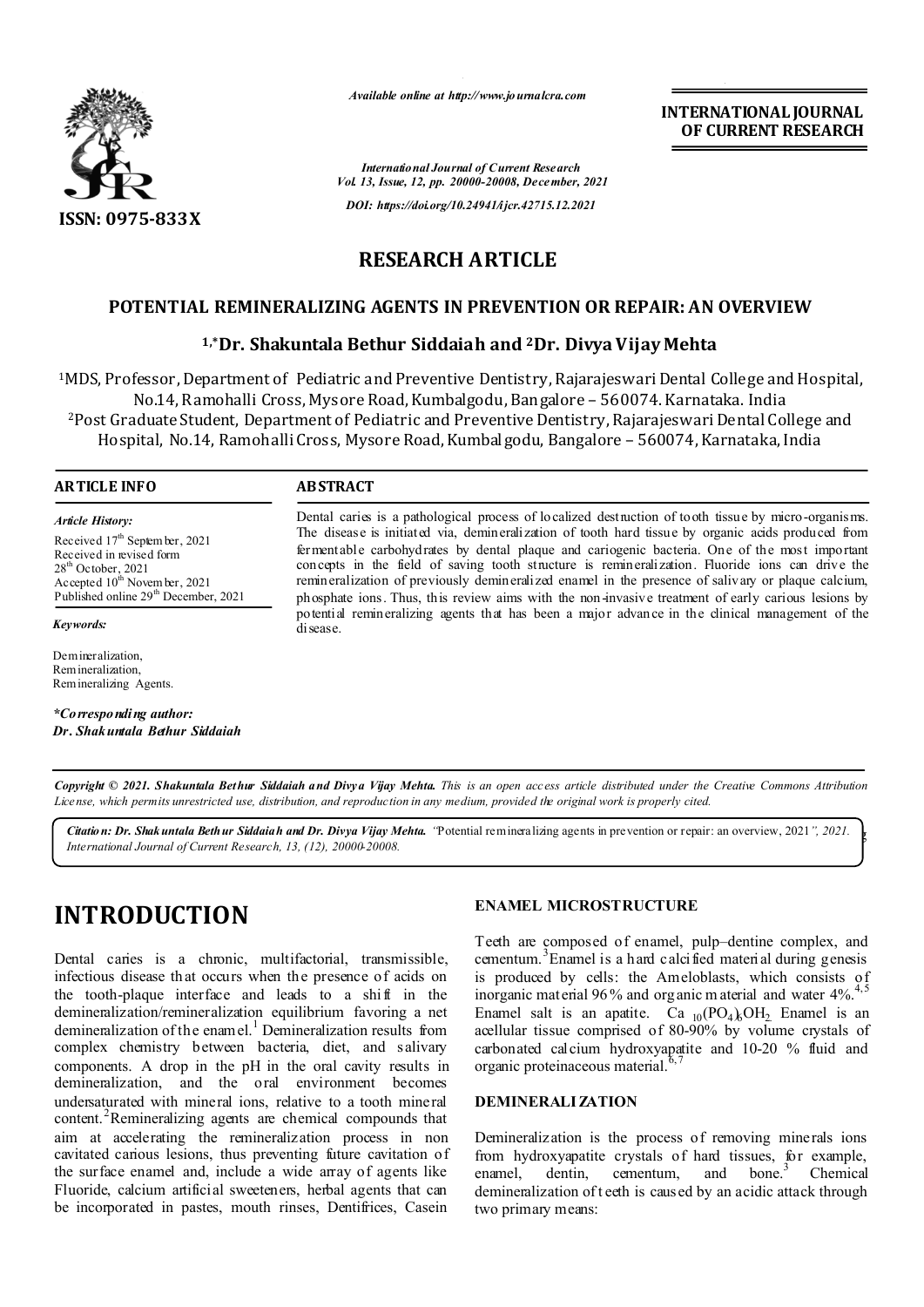Available online at http://www.journalcra.com

**INTERNATIONAL JOURNAL OF CURRENT RESEARCH**

ISSN: 0975-833X

*International Journal of Current Research Vol. 13, Issue, 12, pp. 20000-20008, December, 2021*

*DOI: https://doi.org/10.24941/ijcr.42715.12.2021*

## RESEARCH ARTICLE

# POTENTIAL REMINERALIZING AGENTS IN PREVENTION OR REPAIR: AN OVERVIEW

**[1,*]Dr. Shakuntala Bethur Siddaiah and [2]Dr. Divya Vijay Mehta**

[1]MDS, Professor, Department of Pediatric and Preventive Dentistry, Rajarajeswari Dental College and Hospital, No.14, Ramohalli Cross, Mysore Road, Kumbalgodu, Bangalore – 560074. Karnataka. India

[2]Post Graduate Student, Department of Pediatric and Preventive Dentistry, Rajarajeswari Dental College and Hospital, No.14, Ramohalli Cross, Mysore Road, Kumbalgodu, Bangalore – 560074, Karnataka, India

### ARTICLE INFO

*Article History:*

Received 17th September, 2021
Received in revised form 28th October, 2021
Accepted 10th November, 2021
Published online 29th December, 2021

*Keywords:*

Demineralization, Remineralization, Remineralizing Agents.

***Corresponding author:***
***Dr. Shakuntala Bethur Siddaiah***

### ABSTRACT

Dental caries is a pathological process of localized destruction of tooth tissue by micro-organisms. The disease is initiated via, demineralization of tooth hard tissue by organic acids produced from fermentable carbohydrates by dental plaque and cariogenic bacteria. One of the most important concepts in the field of saving tooth structure is remineralization. Fluoride ions can drive the remineralization of previously demineralized enamel in the presence of salivary or plaque calcium, phosphate ions. Thus, this review aims with the non-invasive treatment of early carious lesions by potential remineralizing agents that has been a major advance in the clinical management of the disease.

***Copyright © 2021. Shakuntala Bethur Siddaiah and Divya Vijay Mehta.** This is an open access article distributed under the Creative Commons Attribution License, which permits unrestricted use, distribution, and reproduction in any medium, provided the original work is properly cited.*

***Citation: Dr. Shakuntala Bethur Siddaiah and Dr. Divya Vijay Mehta.** "Potential remineralizing agents in prevention or repair: an overview, 2021", 2021. International Journal of Current Research, 13, (12), 20000-20008.*

# INTRODUCTION

Dental caries is a chronic, multifactorial, transmissible, infectious disease that occurs when the presence of acids on the tooth-plaque interface and leads to a shift in the demineralization/remineralization equilibrium favoring a net demineralization of the enamel.[1] Demineralization results from complex chemistry between bacteria, diet, and salivary components. A drop in the pH in the oral cavity results in demineralizated, and the oral environment becomes undersaturated with mineral ions, relative to a tooth mineral content.[2] Remineralizing agents are chemical compounds that aim at accelerating the remineralization process in non cavitated carious lesions, thus preventing future cavitation of the surface enamel and, include a wide array of agents like Fluoride, calcium artificial sweeteners, herbal agents that can be incorporated in pastes, mouth rinses, Dentifrices, Casein

## ENAMEL MICROSTRUCTURE

Teeth are composed of enamel, pulp–dentine complex, and cementum.[3] Enamel is a hard calcified material during genesis is produced by cells: the Ameloblasts, which consists of inorganic material 96% and organic material and water 4%.[4,5] Enamel salt is an apatite. $Ca_{10}(PO_4)_6OH_2$. Enamel is an acellular tissue comprised of 80-90% by volume crystals of carbonated calcium hydroxyapatite and 10-20 % fluid and organic proteinaceous material.[6,7]

## DEMINERALIZATION

Demineralization is the process of removing minerals ions from hydroxyapatite crystals of hard tissues, for example, enamel, dentin, cementum, and bone.[3] Chemical demineralization of teeth is caused by an acidic attack through two primary means: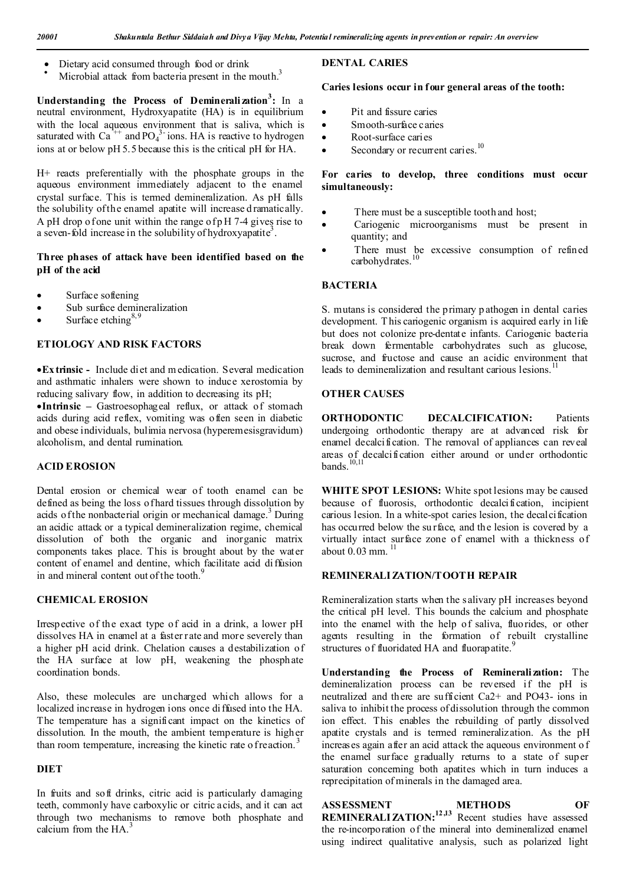- Dietary acid consumed through food or drink
- Microbial attack from bacteria present in the mouth.[3]

**Understanding the Process of Demineralization[3]:** In a neutral environment, Hydroxyapatite (HA) is in equilibrium with the local aqueous environment that is saliva, which is saturated with $Ca^{++}$ and $PO_4^{3-}$ ions. HA is reactive to hydrogen ions at or below pH 5.5 because this is the critical pH for HA.

H+ reacts preferentially with the phosphate groups in the aqueous environment immediately adjacent to the enamel crystal surface. This is termed demineralization. As pH falls the solubility of the enamel apatite will increase dramatically. A pH drop of one unit within the range of pH 7-4 gives rise to a seven-fold increase in the solubility of hydroxyapatite[3].

**Three phases of attack have been identified based on the pH of the acid**

- Surface softening
- Sub surface demineralization
- Surface etching[8,9]

## ETIOLOGY AND RISK FACTORS

- **Extrinsic -** Include diet and medication. Several medication and asthmatic inhalers were shown to induce xerostomia by reducing salivary flow, in addition to decreasing its pH;
- **Intrinsic –** Gastroesophageal reflux, or attack of stomach acids during acid reflex, vomiting was often seen in diabetic and obese individuals, bulimia nervosa (hyperemesisgravidum) alcoholism, and dental rumination.

## ACID EROSION

Dental erosion or chemical wear of tooth enamel can be defined as being the loss of hard tissues through dissolution by acids of the nonbacterial origin or mechanical damage.[3] During an acidic attack or a typical demineralization regime, chemical dissolution of both the organic and inorganic matrix components takes place. This is brought about by the water content of enamel and dentine, which facilitate acid diffusion in and mineral content out of the tooth.[9]

## CHEMICAL EROSION

Irrespective of the exact type of acid in a drink, a lower pH dissolves HA in enamel at a faster rate and more severely than a higher pH acid drink. Chelation causes a destabilization of the HA surface at low pH, weakening the phosphate coordination bonds.

Also, these molecules are uncharged which allows for a localized increase in hydrogen ions once diffused into the HA. The temperature has a significant impact on the kinetics of dissolution. In the mouth, the ambient temperature is higher than room temperature, increasing the kinetic rate of reaction.[3]

## DIET

In fruits and soft drinks, citric acid is particularly damaging teeth, commonly have carboxylic or citric acids, and it can act through two mechanisms to remove both phosphate and calcium from the HA.[3]

## DENTAL CARIES

**Caries lesions occur in four general areas of the tooth:**

- Pit and fissure caries
- Smooth-surface caries
- Root-surface caries
- Secondary or recurrent caries.[10]

**For caries to develop, three conditions must occur simultaneously:**

- There must be a susceptible tooth and host;
- Cariogenic microorganisms must be present in quantity; and
- There must be excessive consumption of refined carbohydrates.[10]

## BACTERIA

S. mutans is considered the primary pathogen in dental caries development. This cariogenic organism is acquired early in life but does not colonize pre-dentate infants. Cariogenic bacteria break down fermentable carbohydrates such as glucose, sucrose, and fructose and cause an acidic environment that leads to demineralization and resultant carious lesions.[11]

## OTHER CAUSES

**ORTHODONTIC DECALCIFICATION:** Patients undergoing orthodontic therapy are at advanced risk for enamel decalcification. The removal of appliances can reveal areas of decalcification either around or under orthodontic bands.[10,11]

**WHITE SPOT LESIONS:** White spot lesions may be caused because of fluorosis, orthodontic decalcification, incipient carious lesion. In a white-spot caries lesion, the decalcification has occurred below the surface, and the lesion is covered by a virtually intact surface zone of enamel with a thickness of about 0.03 mm.[11]

## REMINERALIZATION/TOOTH REPAIR

Remineralization starts when the salivary pH increases beyond the critical pH level. This bounds the calcium and phosphate into the enamel with the help of saliva, fluorides, or other agents resulting in the formation of rebuilt crystalline structures of fluoridated HA and fluorapatite.[9]

**Understanding the Process of Remineralization:** The demineralization process can be reversed if the pH is neutralized and there are sufficient $Ca2+$ and $PO43-$ ions in saliva to inhibit the process of dissolution through the common ion effect. This enables the rebuilding of partly dissolved apatite crystals and is termed remineralization. As the pH increases again after an acid attack the aqueous environment of the enamel surface gradually returns to a state of super saturation concerning both apatites which in turn induces a reprecipitation of minerals in the damaged area.

**ASSESSMENT METHODS OF REMINERALIZATION:[12,13]** Recent studies have assessed the re-incorporation of the mineral into demineralized enamel using indirect qualitative analysis, such as polarized light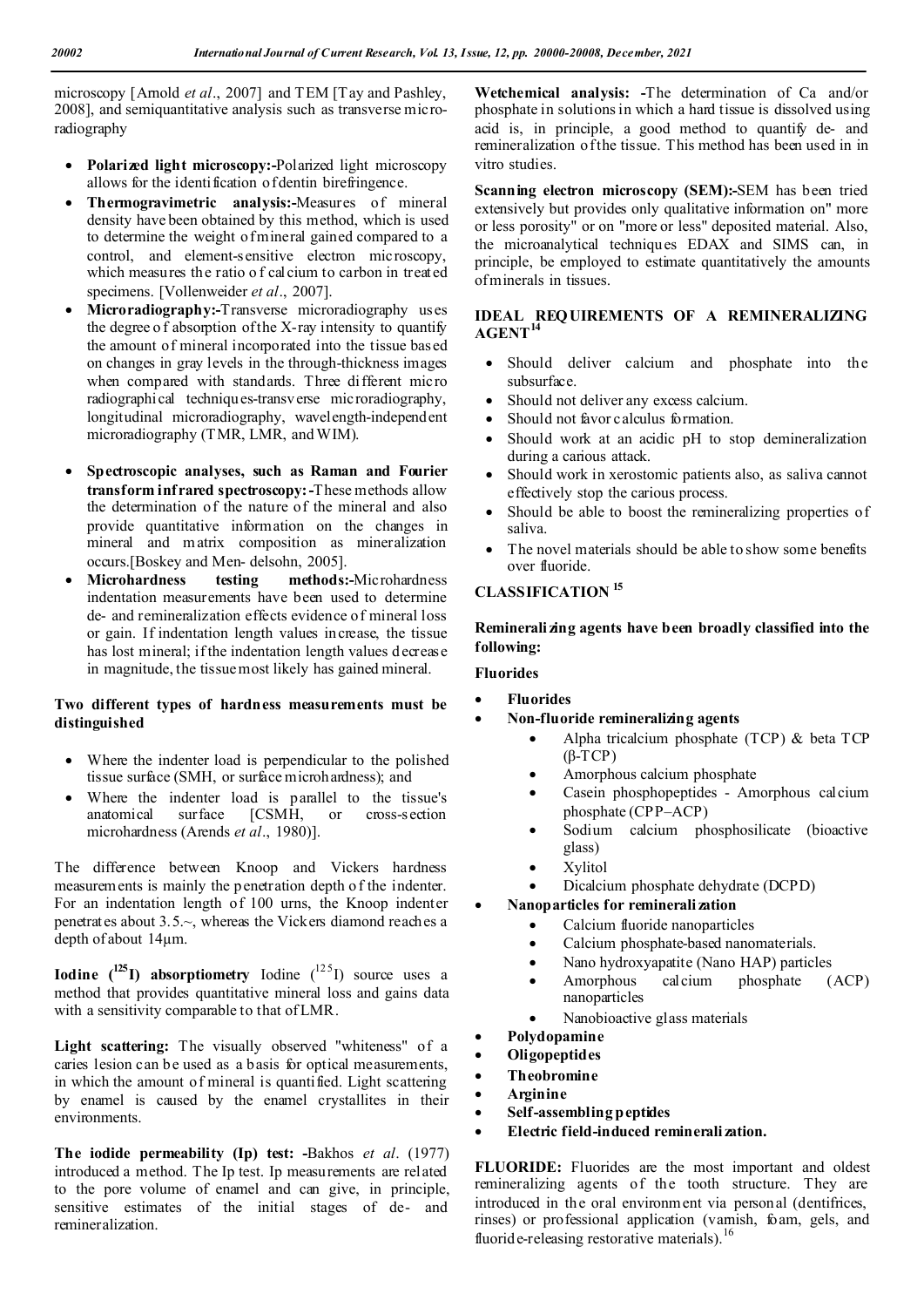microscopy [Arnold *et al*., 2007] and TEM [Tay and Pashley, 2008], and semiquantitative analysis such as transverse micro-radiography

- **Polarized light microscopy:-**Polarized light microscopy allows for the identification of dentin birefringence.
- **Thermogravimetric analysis:-**Measures of mineral density have been obtained by this method, which is used to determine the weight of mineral gained compared to a control, and element-sensitive electron microscopy, which measures the ratio of calcium to carbon in treated specimens. [Vollenweider *et al*., 2007].
- **Microradiography:-**Transverse microradiography uses the degree of absorption of the X-ray intensity to quantify the amount of mineral incorporated into the tissue based on changes in gray levels in the through-thickness images when compared with standards. Three different micro radiographical techniques-transverse microradiography, longitudinal microradiography, wavelength-independent microradiography (TMR, LMR, and WIM).
- **Spectroscopic analyses, such as Raman and Fourier transform infrared spectroscopy:-**These methods allow the determination of the nature of the mineral and also provide quantitative information on the changes in mineral and matrix composition as mineralization occurs.[Boskey and Men- delsohn, 2005].
- **Microhardness testing methods:-**Microhardness indentation measurements have been used to determine de- and remineralization effects evidence of mineral loss or gain. If indentation length values increase, the tissue has lost mineral; if the indentation length values decrease in magnitude, the tissue most likely has gained mineral.

**Two different types of hardness measurements must be distinguished**

- Where the indenter load is perpendicular to the polished tissue surface (SMH, or surface microhardness); and
- Where the indenter load is parallel to the tissue's anatomical surface [CSMH, or cross-section microhardness (Arends *et al*., 1980)].

The difference between Knoop and Vickers hardness measurements is mainly the penetration depth of the indenter. For an indentation length of 100 urns, the Knoop indenter penetrates about 3.5.~, whereas the Vickers diamond reaches a depth of about 14µm.

**Iodine ($^{125}$I) absorptiometry** Iodine ($^{125}$I) source uses a method that provides quantitative mineral loss and gains data with a sensitivity comparable to that of LMR.

**Light scattering:** The visually observed "whiteness" of a caries lesion can be used as a basis for optical measurements, in which the amount of mineral is quantified. Light scattering by enamel is caused by the enamel crystallites in their environments.

**The iodide permeability (Ip) test: -**Bakhos *et al*. (1977) introduced a method. The Ip test. Ip measurements are related to the pore volume of enamel and can give, in principle, sensitive estimates of the initial stages of de- and remineralization.

**Wetchemical analysis: -**The determination of Ca and/or phosphate in solutions in which a hard tissue is dissolved using acid is, in principle, a good method to quantify de- and remineralization of the tissue. This method has been used in in vitro studies.

**Scanning electron microscopy (SEM):-**SEM has been tried extensively but provides only qualitative information on" more or less porosity" or on "more or less" deposited material. Also, the microanalytical techniques EDAX and SIMS can, in principle, be employed to estimate quantitatively the amounts of minerals in tissues.

## IDEAL REQUIREMENTS OF A REMINERALIZING AGENT[14]

- Should deliver calcium and phosphate into the subsurface.
- Should not deliver any excess calcium.
- Should not favor calculus formation.
- Should work at an acidic pH to stop demineralization during a carious attack.
- Should work in xerostomic patients also, as saliva cannot effectively stop the carious process.
- Should be able to boost the remineralizing properties of saliva.
- The novel materials should be able to show some benefits over fluoride.

## CLASSIFICATION [15]

**Remineralizing agents have been broadly classified into the following:**

**Fluorides**

- **Fluorides**
- **Non-fluoride remineralizing agents**
  - Alpha tricalcium phosphate (TCP) & beta TCP (β-TCP)
  - Amorphous calcium phosphate
  - Casein phosphopeptides - Amorphous calcium phosphate (CPP–ACP)
  - Sodium calcium phosphosilicate (bioactive glass)
  - Xylitol
  - Dicalcium phosphate dehydrate (DCPD)
- **Nanoparticles for remineralization**
  - Calcium fluoride nanoparticles
  - Calcium phosphate-based nanomaterials.
  - Nano hydroxyapatite (Nano HAP) particles
  - Amorphous calcium phosphate (ACP) nanoparticles
  - Nanobioactive glass materials
- **Polydopamine**
- **Oligopeptides**
- **Theobromine**
- **Arginine**
- **Self-assembling peptides**
- **Electric field-induced remineralization.**

**FLUORIDE:** Fluorides are the most important and oldest remineralizing agents of the tooth structure. They are introduced in the oral environment via personal (dentifrices, rinses) or professional application (varnish, foam, gels, and fluoride-releasing restorative materials).[16]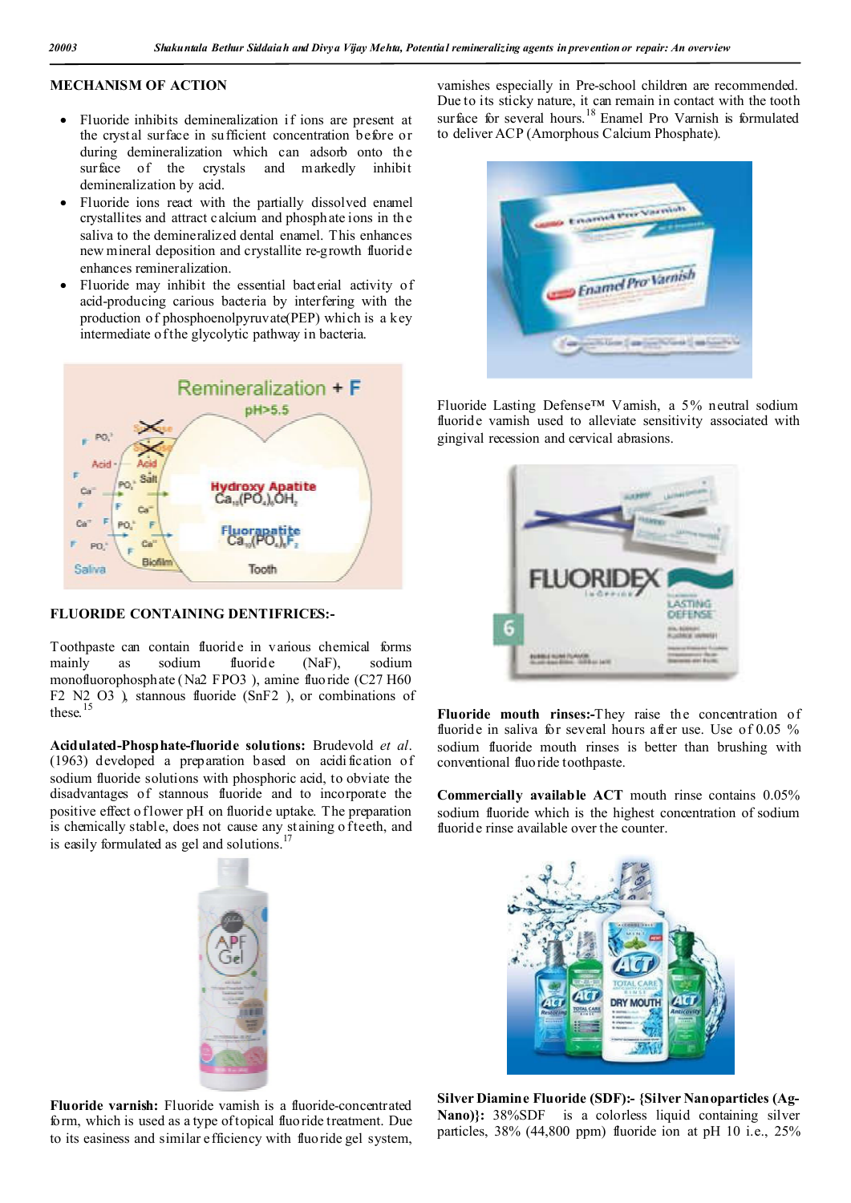## MECHANISM OF ACTION

- Fluoride inhibits demineralization if ions are present at the crystal surface in sufficient concentration before or during demineralization which can adsorb onto the surface of the crystals and markedly inhibit demineralization by acid.
- Fluoride ions react with the partially dissolved enamel crystallites and attract calcium and phosphate ions in the saliva to the demineralized dental enamel. This enhances new mineral deposition and crystallite re-growth fluoride enhances remineralization.
- Fluoride may inhibit the essential bacterial activity of acid-producing carious bacteria by interfering with the production of phosphoenolpyruvate(PEP) which is a key intermediate of the glycolytic pathway in bacteria.

Remineralization + F

pH>5.5

Sucrose

Acid

Acid

Salt

Hydroxy Apatite

$Ca_{10}(PO_4)_6OH_2$

Fluorapatite

$Ca_{10}(PO_4)_6F_2$

Saliva

Biofilm

Tooth

### FLUORIDE CONTAINING DENTIFRICES:-

Toothpaste can contain fluoride in various chemical forms mainly as sodium fluoride (NaF), sodium monofluorophosphate ($Na_2FPO_3$), amine fluoride ($C_{27}H_{60}F_2N_2O_3$), stannous fluoride ($SnF_2$), or combinations of these.[15]

**Acidulated-Phosphate-fluoride solutions:** Brudevold *et al*. (1963) developed a preparation based on acidification of sodium fluoride solutions with phosphoric acid, to obviate the disadvantages of stannous fluoride and to incorporate the positive effect of lower pH on fluoride uptake. The preparation is chemically stable, does not cause any staining of teeth, and is easily formulated as gel and solutions.[17]

**Fluoride varnish:** Fluoride varnish is a fluoride-concentrated form, which is used as a type of topical fluoride treatment. Due to its easiness and similar efficiency with fluoride gel system, varnishes especially in Pre-school children are recommended. Due to its sticky nature, it can remain in contact with the tooth surface for several hours.[18] Enamel Pro Varnish is formulated to deliver ACP (Amorphous Calcium Phosphate).

Fluoride Lasting Defense™ Varnish, a 5% neutral sodium fluoride varnish used to alleviate sensitivity associated with gingival recession and cervical abrasions.

**Fluoride mouth rinses:-**They raise the concentration of fluoride in saliva for several hours after use. Use of 0.05 % sodium fluoride mouth rinses is better than brushing with conventional fluoride toothpaste.

**Commercially available ACT** mouth rinse contains 0.05% sodium fluoride which is the highest concentration of sodium fluoride rinse available over the counter.

**Silver Diamine Fluoride (SDF):- {Silver Nanoparticles (Ag-Nano)}:** 38%SDF is a colorless liquid containing silver particles, 38% (44,800 ppm) fluoride ion at pH 10 i.e., 25%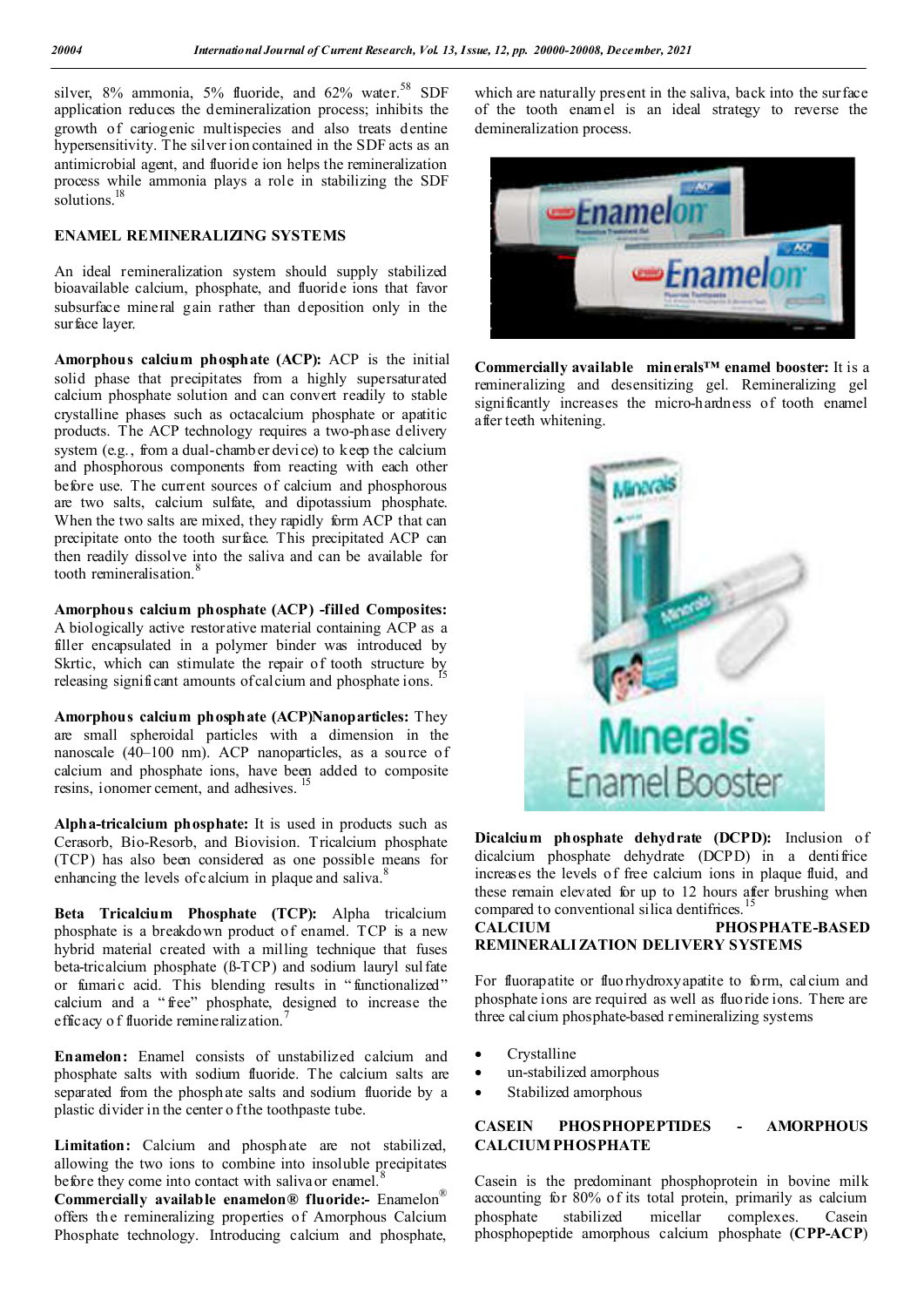silver, 8% ammonia, 5% fluoride, and 62% water.[58] SDF application reduces the demineralization process; inhibits the growth of cariogenic multispecies and also treats dentine hypersensitivity. The silver ion contained in the SDF acts as an antimicrobial agent, and fluoride ion helps the remineralization process while ammonia plays a role in stabilizing the SDF solutions.[18]

## ENAMEL REMINERALIZING SYSTEMS

An ideal remineralization system should supply stabilized bioavailable calcium, phosphate, and fluoride ions that favor subsurface mineral gain rather than deposition only in the surface layer.

**Amorphous calcium phosphate (ACP):** ACP is the initial solid phase that precipitates from a highly supersaturated calcium phosphate solution and can convert readily to stable crystalline phases such as octacalcium phosphate or apatitic products. The ACP technology requires a two-phase delivery system (e.g., from a dual-chamber device) to keep the calcium and phosphorous components from reacting with each other before use. The current sources of calcium and phosphorous are two salts, calcium sulfate, and dipotassium phosphate. When the two salts are mixed, they rapidly form ACP that can precipitate onto the tooth surface. This precipitated ACP can then readily dissolve into the saliva and can be available for tooth remineralisation.[8]

**Amorphous calcium phosphate (ACP) -filled Composites:** A biologically active restorative material containing ACP as a filler encapsulated in a polymer binder was introduced by Skrtic, which can stimulate the repair of tooth structure by releasing significant amounts of calcium and phosphate ions.[15]

**Amorphous calcium phosphate (ACP)Nanoparticles:** They are small spheroidal particles with a dimension in the nanoscale (40–100 nm). ACP nanoparticles, as a source of calcium and phosphate ions, have been added to composite resins, ionomer cement, and adhesives.[15]

**Alpha-tricalcium phosphate:** It is used in products such as Cerasorb, Bio-Resorb, and Biovision. Tricalcium phosphate (TCP) has also been considered as one possible means for enhancing the levels of calcium in plaque and saliva.[8]

**Beta Tricalcium Phosphate (TCP):** Alpha tricalcium phosphate is a breakdown product of enamel. TCP is a new hybrid material created with a milling technique that fuses beta-tricalcium phosphate (ß-TCP) and sodium lauryl sulfate or fumaric acid. This blending results in "functionalized" calcium and a "free" phosphate, designed to increase the efficacy of fluoride remineralization.[7]

**Enamelon:** Enamel consists of unstabilized calcium and phosphate salts with sodium fluoride. The calcium salts are separated from the phosphate salts and sodium fluoride by a plastic divider in the center of the toothpaste tube.

**Limitation:** Calcium and phosphate are not stabilized, allowing the two ions to combine into insoluble precipitates before they come into contact with saliva or enamel.[8]

**Commercially available enamelon® fluoride:-** Enamelon® offers the remineralizing properties of Amorphous Calcium Phosphate technology. Introducing calcium and phosphate, which are naturally present in the saliva, back into the surface of the tooth enamel is an ideal strategy to reverse the demineralization process.

**Commercially available minerals™ enamel booster:** It is a remineralizing and desensitizing gel. Remineralizing gel significantly increases the micro-hardness of tooth enamel after teeth whitening.

**Dicalcium phosphate dehydrate (DCPD):** Inclusion of dicalcium phosphate dehydrate (DCPD) in a dentifrice increases the levels of free calcium ions in plaque fluid, and these remain elevated for up to 12 hours after brushing when compared to conventional silica dentifrices.[15]

## CALCIUM PHOSPHATE-BASED REMINERALIZATION DELIVERY SYSTEMS

For fluorapatite or fluorhydroxyapatite to form, calcium and phosphate ions are required as well as fluoride ions. There are three calcium phosphate-based remineralizing systems

- Crystalline
- un-stabilized amorphous
- Stabilized amorphous

## CASEIN PHOSPHOPEPTIDES - AMORPHOUS CALCIUM PHOSPHATE

Casein is the predominant phosphoprotein in bovine milk accounting for 80% of its total protein, primarily as calcium phosphate stabilized micellar complexes. Casein phosphopeptide amorphous calcium phosphate (**CPP-ACP**)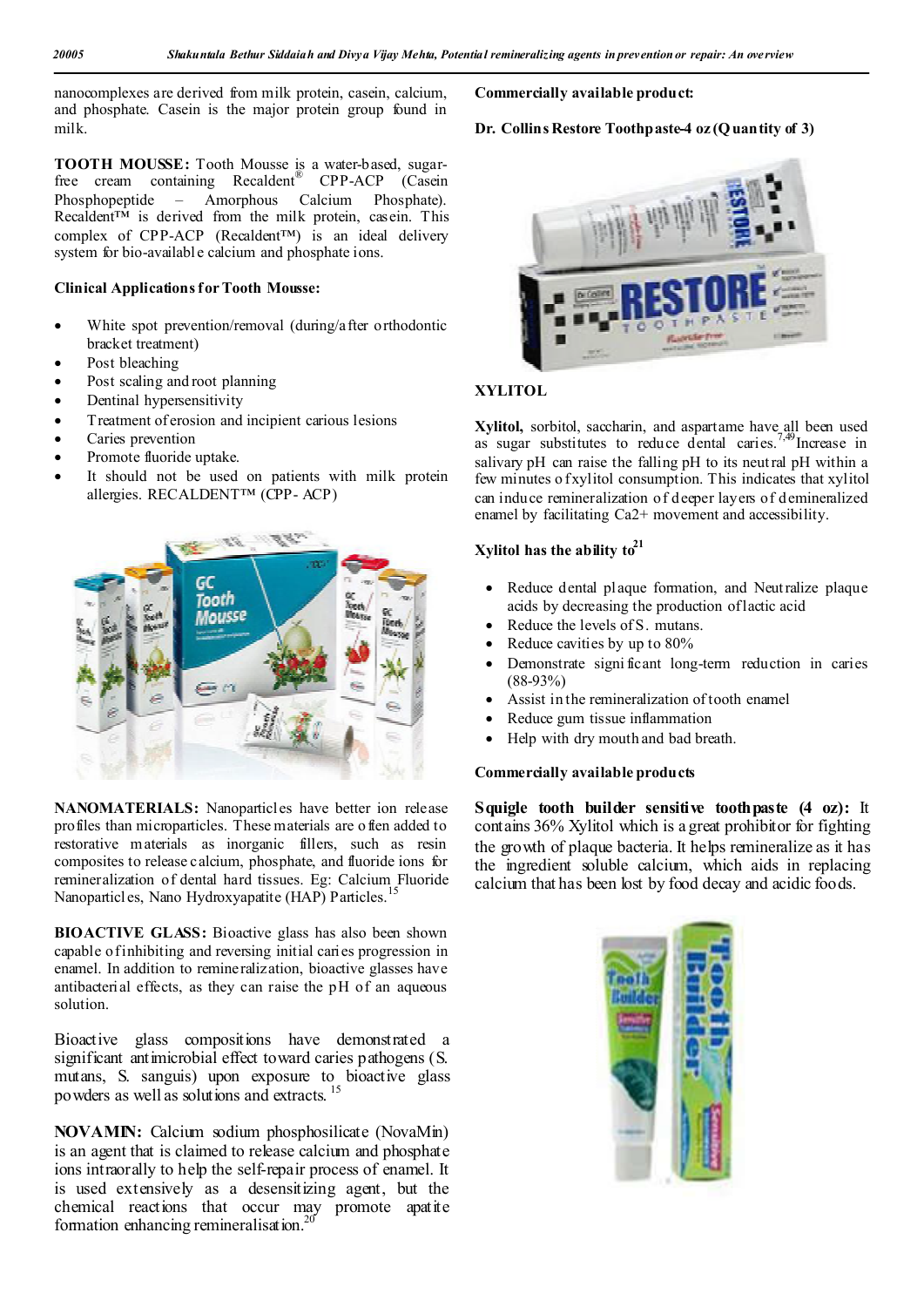nanocomplexes are derived from milk protein, casein, calcium, and phosphate. Casein is the major protein group found in milk.

**TOOTH MOUSSE:** Tooth Mousse is a water-based, sugar-free cream containing Recaldent® CPP-ACP (Casein Phosphopeptide – Amorphous Calcium Phosphate). Recaldent™ is derived from the milk protein, casein. This complex of CPP-ACP (Recaldent™) is an ideal delivery system for bio-available calcium and phosphate ions.

**Clinical Applications for Tooth Mousse:**

- White spot prevention/removal (during/after orthodontic bracket treatment)
- Post bleaching
- Post scaling and root planning
- Dentinal hypersensitivity
- Treatment of erosion and incipient carious lesions
- Caries prevention
- Promote fluoride uptake.
- It should not be used on patients with milk protein allergies. RECALDENT™ (CPP- ACP)

**NANOMATERIALS:** Nanoparticles have better ion release profiles than microparticles. These materials are often added to restorative materials as inorganic fillers, such as resin composites to release calcium, phosphate, and fluoride ions for remineralization of dental hard tissues. Eg: Calcium Fluoride Nanoparticles, Nano Hydroxyapatite (HAP) Particles.[15]

**BIOACTIVE GLASS:** Bioactive glass has also been shown capable of inhibiting and reversing initial caries progression in enamel. In addition to remineralization, bioactive glasses have antibacterial effects, as they can raise the pH of an aqueous solution.

Bioactive glass compositions have demonstrated a significant antimicrobial effect toward caries pathogens (S. mutans, S. sanguis) upon exposure to bioactive glass powders as well as solutions and extracts.[15]

**NOVAMIN:** Calcium sodium phosphosilicate (NovaMin) is an agent that is claimed to release calcium and phosphate ions intraorally to help the self-repair process of enamel. It is used extensively as a desensitizing agent, but the chemical reactions that occur may promote apatite formation enhancing remineralisation.[20]

**Commercially available product:**

**Dr. Collins Restore Toothpaste-4 oz (Quantity of 3)**

## XYLITOL

**Xylitol,** sorbitol, saccharin, and aspartame have all been used as sugar substitutes to reduce dental caries.[7,49] Increase in salivary pH can raise the falling pH to its neutral pH within a few minutes of xylitol consumption. This indicates that xylitol can induce remineralization of deeper layers of demineralized enamel by facilitating $Ca^{2+}$ movement and accessibility.

**Xylitol has the ability to[21]**

- Reduce dental plaque formation, and Neutralize plaque acids by decreasing the production of lactic acid
- Reduce the levels of S. mutans.
- Reduce cavities by up to 80%
- Demonstrate significant long-term reduction in caries (88-93%)
- Assist in the remineralization of tooth enamel
- Reduce gum tissue inflammation
- Help with dry mouth and bad breath.

**Commercially available products**

**Squigle tooth builder sensitive toothpaste (4 oz):** It contains 36% Xylitol which is a great prohibitor for fighting the growth of plaque bacteria. It helps remineralize as it has the ingredient soluble calcium, which aids in replacing calcium that has been lost by food decay and acidic foods.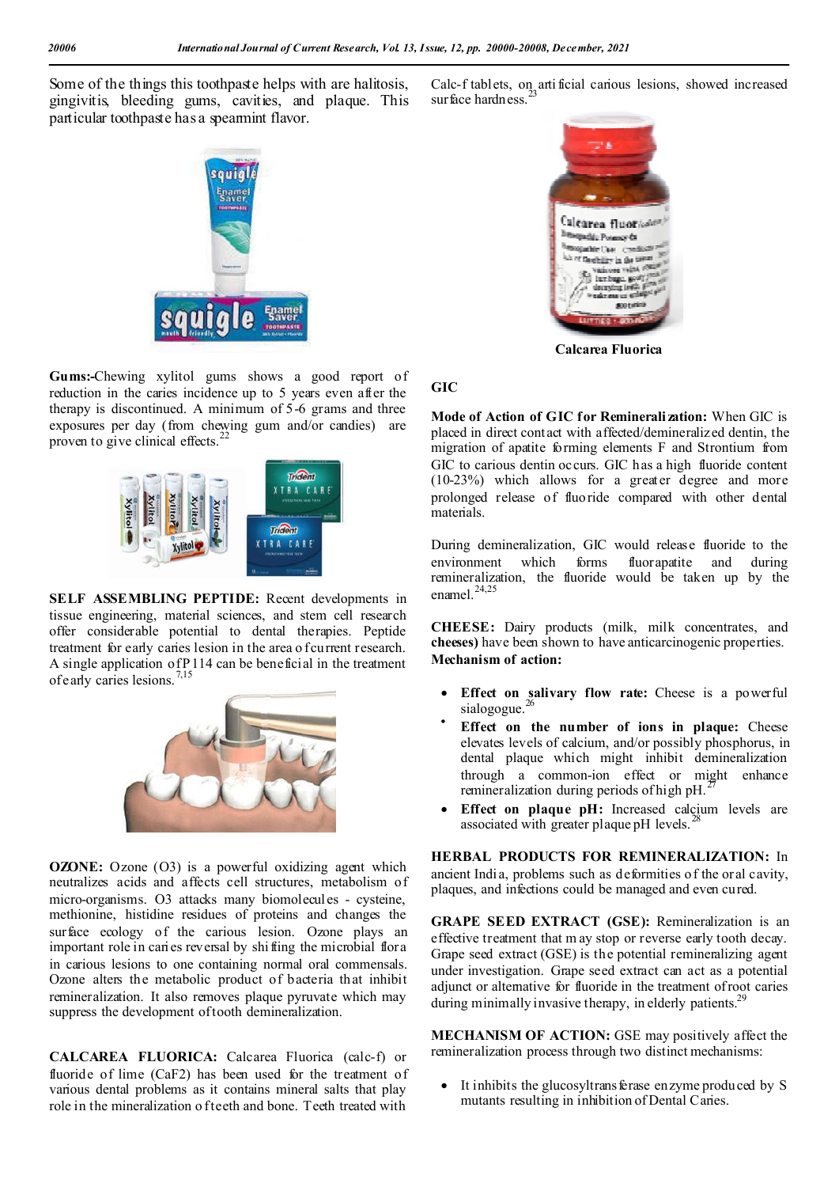Some of the things this toothpaste helps with are halitosis, gingivitis, bleeding gums, cavities, and plaque. This particular toothpaste has a spearmint flavor.

**Gums:-**Chewing xylitol gums shows a good report of reduction in the caries incidence up to 5 years even after the therapy is discontinued. A minimum of 5-6 grams and three exposures per day (from chewing gum and/or candies) are proven to give clinical effects.[22]

**SELF ASSEMBLING PEPTIDE:** Recent developments in tissue engineering, material sciences, and stem cell research offer considerable potential to dental therapies. Peptide treatment for early caries lesion in the area of current research. A single application of P114 can be beneficial in the treatment of early caries lesions.[7,15]

**OZONE:** Ozone (O3) is a powerful oxidizing agent which neutralizes acids and affects cell structures, metabolism of micro-organisms. O3 attacks many biomolecules - cysteine, methionine, histidine residues of proteins and changes the surface ecology of the carious lesion. Ozone plays an important role in caries reversal by shifting the microbial flora in carious lesions to one containing normal oral commensals. Ozone alters the metabolic product of bacteria that inhibit remineralization. It also removes plaque pyruvate which may suppress the development of tooth demineralization.

**CALCAREA FLUORICA:** Calcarea Fluorica (calc-f) or fluoride of lime ($CaF_2$) has been used for the treatment of various dental problems as it contains mineral salts that play role in the mineralization of teeth and bone. Teeth treated with Calc-f tablets, on artificial carious lesions, showed increased surface hardness.[23]

**Calcarea Fluorica**

## GIC

**Mode of Action of GIC for Remineralization:** When GIC is placed in direct contact with affected/demineralized dentin, the migration of apatite forming elements F and Strontium from GIC to carious dentin occurs. GIC has a high fluoride content (10-23%) which allows for a greater degree and more prolonged release of fluoride compared with other dental materials.

During demineralization, GIC would release fluoride to the environment which forms fluorapatite and during remineralization, the fluoride would be taken up by the enamel.[24,25]

**CHEESE:** Dairy products (milk, milk concentrates, and **cheeses)** have been shown to have anticarcinogenic properties.

**Mechanism of action:**

- **Effect on salivary flow rate:** Cheese is a powerful sialogogue.[26]
- **Effect on the number of ions in plaque:** Cheese elevates levels of calcium, and/or possibly phosphorus, in dental plaque which might inhibit demineralization through a common-ion effect or might enhance remineralization during periods of high pH.[27]
- **Effect on plaque pH:** Increased calcium levels are associated with greater plaque pH levels.[28]

**HERBAL PRODUCTS FOR REMINERALIZATION:** In ancient India, problems such as deformities of the oral cavity, plaques, and infections could be managed and even cured.

**GRAPE SEED EXTRACT (GSE):** Remineralization is an effective treatment that may stop or reverse early tooth decay. Grape seed extract (GSE) is the potential remineralizing agent under investigation. Grape seed extract can act as a potential adjunct or alternative for fluoride in the treatment of root caries during minimally invasive therapy, in elderly patients.[29]

**MECHANISM OF ACTION:** GSE may positively affect the remineralization process through two distinct mechanisms:

- It inhibits the glucosyltransferase enzyme produced by S mutants resulting in inhibition of Dental Caries.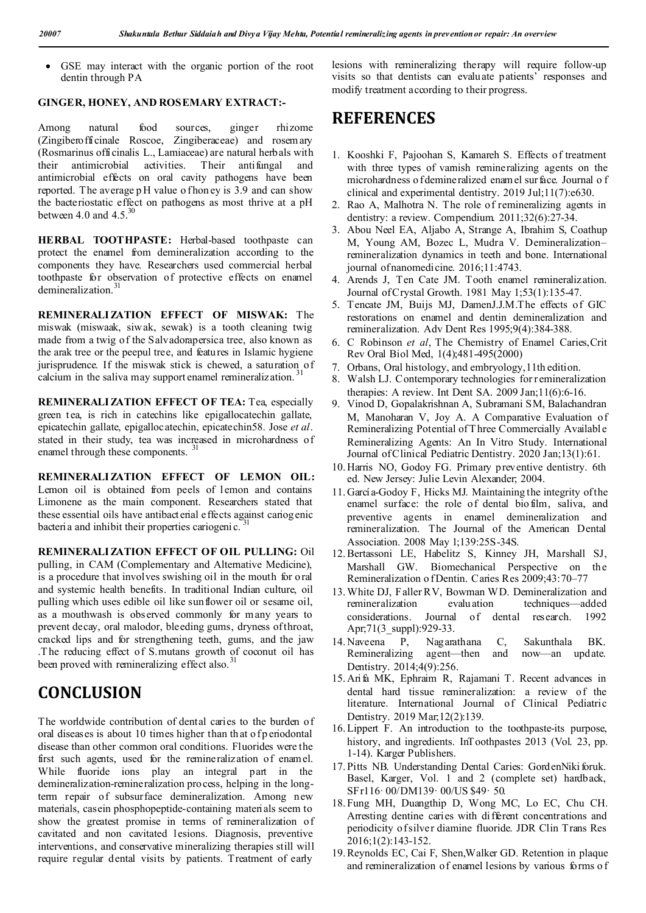- GSE may interact with the organic portion of the root dentin through PA

**GINGER, HONEY, AND ROSEMARY EXTRACT:-**

Among natural food sources, ginger rhizome (Zingiberofficinale Roscoe, Zingiberaceae) and rosemary (Rosmarinus officinalis L., Lamiaceae) are natural herbals with their antimicrobial activities. Their antifungal and antimicrobial effects on oral cavity pathogens have been reported. The average pH value of honey is 3.9 and can show the bacteriostatic effect on pathogens as most thrive at a pH between 4.0 and 4.5.[30]

**HERBAL TOOTHPASTE:** Herbal-based toothpaste can protect the enamel from demineralization according to the components they have. Researchers used commercial herbal toothpaste for observation of protective effects on enamel demineralization.[31]

**REMINERALIZATION EFFECT OF MISWAK:** The miswak (miswaak, siwak, sewak) is a tooth cleaning twig made from a twig of the Salvadorapersica tree, also known as the arak tree or the peepul tree, and features in Islamic hygiene jurisprudence. If the miswak stick is chewed, a saturation of calcium in the saliva may support enamel remineralization.[31]

**REMINERALIZATION EFFECT OF TEA:** Tea, especially green tea, is rich in catechins like epigallocatechin gallate, epicatechin gallate, epigallocatechin, epicatechin58. Jose *et al*. stated in their study, tea was increased in microhardness of enamel through these components.[31]

**REMINERALIZATION EFFECT OF LEMON OIL:** Lemon oil is obtained from peels of lemon and contains Limonene as the main component. Researchers stated that these essential oils have antibacterial effects against cariogenic bacteria and inhibit their properties cariogenic.[31]

**REMINERALIZATION EFFECT OF OIL PULLING:** Oil pulling, in CAM (Complementary and Alternative Medicine), is a procedure that involves swishing oil in the mouth for oral and systemic health benefits. In traditional Indian culture, oil pulling which uses edible oil like sunflower oil or sesame oil, as a mouthwash is observed commonly for many years to prevent decay, oral malodor, bleeding gums, dryness of throat, cracked lips and for strengthening teeth, gums, and the jaw .The reducing effect of S.mutans growth of coconut oil has been proved with remineralizing effect also.[31]

# CONCLUSION

The worldwide contribution of dental caries to the burden of oral diseases is about 10 times higher than that of periodontal disease than other common oral conditions. Fluorides were the first such agents, used for the remineralization of enamel. While fluoride ions play an integral part in the demineralization-remineralization process, helping in the long-term repair of subsurface demineralization. Among new materials, casein phosphopeptide-containing materials seem to show the greatest promise in terms of remineralization of cavitated and non cavitated lesions. Diagnosis, preventive interventions, and conservative mineralizing therapies still will require regular dental visits by patients. Treatment of early lesions with remineralizing therapy will require follow-up visits so that dentists can evaluate patients' responses and modify treatment according to their progress.

# REFERENCES

1. Kooshki F, Pajoohan S, Kamareh S. Effects of treatment with three types of varnish remineralizing agents on the microhardness of demineralized enamel surface. Journal of clinical and experimental dentistry. 2019 Jul;11(7):e630.
2. Rao A, Malhotra N. The role of remineralizing agents in dentistry: a review. Compendium. 2011;32(6):27-34.
3. Abou Neel EA, Aljabo A, Strange A, Ibrahim S, Coathup M, Young AM, Bozec L, Mudra V. Demineralization–remineralization dynamics in teeth and bone. International journal of nanomedicine. 2016;11:4743.
4. Arends J, Ten Cate JM. Tooth enamel remineralization. Journal of Crystal Growth. 1981 May 1;53(1):135-47.
5. Tencate JM, Buijs MJ, DamenJ.J.M.The effects of GIC restorations on enamel and dentin demineralization and remineralization. Adv Dent Res 1995;9(4):384-388.
6. C Robinson *et al*, The Chemistry of Enamel Caries,Crit Rev Oral Biol Med, 1(4);481-495(2000)
7. Orbans, Oral histology, and embryology,11th edition.
8. Walsh LJ. Contemporary technologies for remineralization therapies: A review. Int Dent SA. 2009 Jan;11(6):6-16.
9. Vinod D, Gopalakrishnan A, Subramani SM, Balachandran M, Manoharan V, Joy A. A Comparative Evaluation of Remineralizing Potential of Three Commercially Available Remineralizing Agents: An In Vitro Study. International Journal of Clinical Pediatric Dentistry. 2020 Jan;13(1):61.
10. Harris NO, Godoy FG. Primary preventive dentistry. 6th ed. New Jersey: Julie Levin Alexander; 2004.
11. García-Godoy F, Hicks MJ. Maintaining the integrity of the enamel surface: the role of dental biofilm, saliva, and preventive agents in enamel demineralization and remineralization. The Journal of the American Dental Association. 2008 May 1;139:25S-34S.
12. Bertassoni LE, Habelitz S, Kinney JH, Marshall SJ, Marshall GW. Biomechanical Perspective on the Remineralization of Dentin. Caries Res 2009;43:70–77
13. White DJ, Faller RV, Bowman WD. Demineralization and remineralization evaluation techniques—added considerations. Journal of dental research. 1992 Apr;71(3_suppl):929-33.
14. Naveena P, Nagarathana C, Sakunthala BK. Remineralizing agent—then and now—an update. Dentistry. 2014;4(9):256.
15. Arifa MK, Ephraim R, Rajamani T. Recent advances in dental hard tissue remineralization: a review of the literature. International Journal of Clinical Pediatric Dentistry. 2019 Mar;12(2):139.
16. Lippert F. An introduction to the toothpaste-its purpose, history, and ingredients. InToothpastes 2013 (Vol. 23, pp. 1-14). Karger Publishers.
17. Pitts NB. Understanding Dental Caries: GordenNikiforuk. Basel, Karger, Vol. 1 and 2 (complete set) hardback, SFr116· 00/DM139· 00/US $49· 50.
18. Fung MH, Duangthip D, Wong MC, Lo EC, Chu CH. Arresting dentine caries with different concentrations and periodicity of silver diamine fluoride. JDR Clin Trans Res 2016;1(2):143-152.
19. Reynolds EC, Cai F, Shen,Walker GD. Retention in plaque and remineralization of enamel lesions by various forms of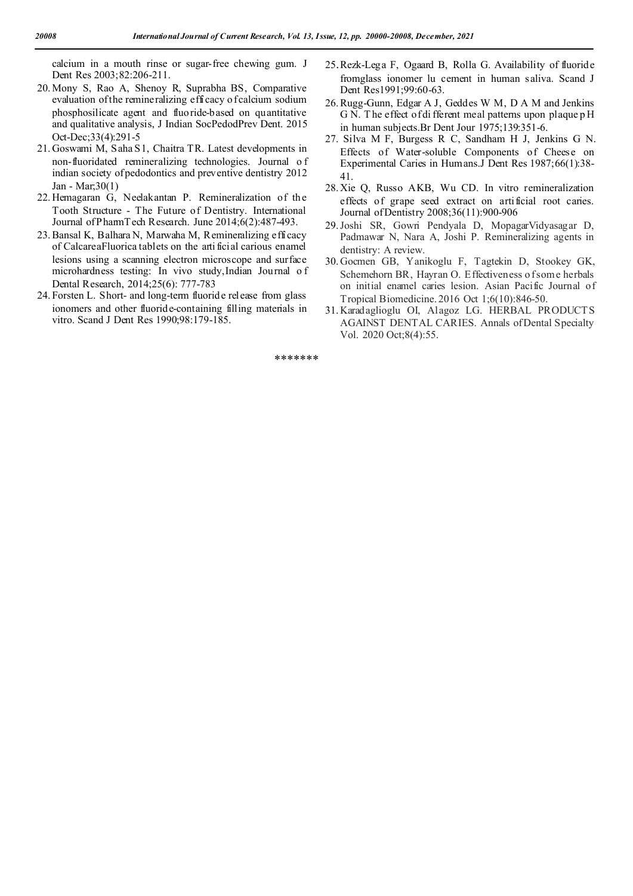calcium in a mouth rinse or sugar-free chewing gum. J Dent Res 2003;82:206-211.

20. Mony S, Rao A, Shenoy R, Suprabha BS, Comparative evaluation ofthe remineralizing efficacy ofcalcium sodium phosphosilicate agent and fluoride-based on quantitative and qualitative analysis, J Indian SocPedodPrev Dent. 2015 Oct-Dec;33(4):291-5
21. Goswami M, Saha S1, Chaitra TR. Latest developments in non-fluoridated remineralizing technologies. Journal of indian society ofpedodontics and preventive dentistry 2012 Jan - Mar;30(1)
22. Hemagaran G, Neelakantan P. Remineralization of the Tooth Structure - The Future of Dentistry. International Journal ofPharmTech Research. June 2014;6(2):487-493.
23. Bansal K, Balhara N, Marwaha M, Remineralizing efficacy of CalcareaFluorica tablets on the artificial carious enamel lesions using a scanning electron microscope and surface microhardness testing: In vivo study,Indian Journal of Dental Research, 2014;25(6): 777-783
24. Forsten L. Short- and long-term fluoride release from glass ionomers and other fluoride-containing filling materials in vitro. Scand J Dent Res 1990;98:179-185.
25. Rezk-Lega F, Ogaard B, Rolla G. Availability of fluoride fromglass ionomer lu cement in human saliva. Scand J Dent Res1991;99:60-63.
26. Rugg-Gunn, Edgar A J, Geddes W M, D A M and Jenkins G N. The effect ofdifferent meal patterns upon plaque pH in human subjects.Br Dent Jour 1975;139:351-6.
27. Silva M F, Burgess R C, Sandham H J, Jenkins G N. Effects of Water-soluble Components of Cheese on Experimental Caries in Humans.J Dent Res 1987;66(1):38-41.
28. Xie Q, Russo AKB, Wu CD. In vitro remineralization effects of grape seed extract on artificial root caries. Journal ofDentistry 2008;36(11):900-906
29. Joshi SR, Gowri Pendyala D, MopagarVidyasagar D, Padmawar N, Nara A, Joshi P. Remineralizing agents in dentistry: A review.
30. Gocmen GB, Yanikoglu F, Tagtekin D, Stookey GK, Schemehorn BR, Hayran O. Effectiveness ofsome herbals on initial enamel caries lesion. Asian Pacific Journal of Tropical Biomedicine. 2016 Oct 1;6(10):846-50.
31. Karadaglioglu OI, Alagoz LG. HERBAL PRODUCTS AGAINST DENTAL CARIES. Annals ofDental Specialty Vol. 2020 Oct;8(4):55.

*******